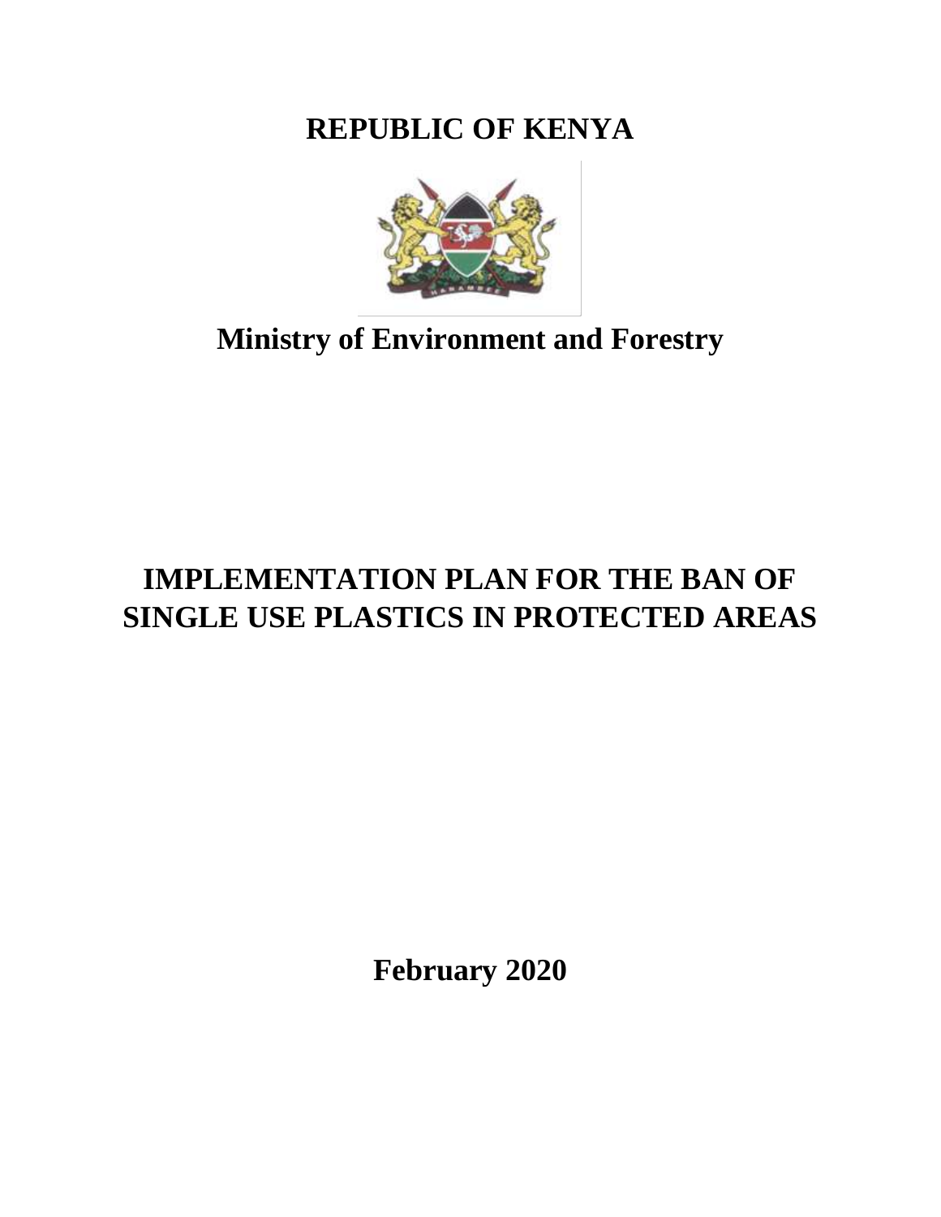# REPUBLIC OF KENYA

## Ministry of Environment and Forestry

# IMPLEMENTATION PLAN FOR THE BAN OF SINGLE USE PLASTICS IN PROTECTED AREAS

**February 2020**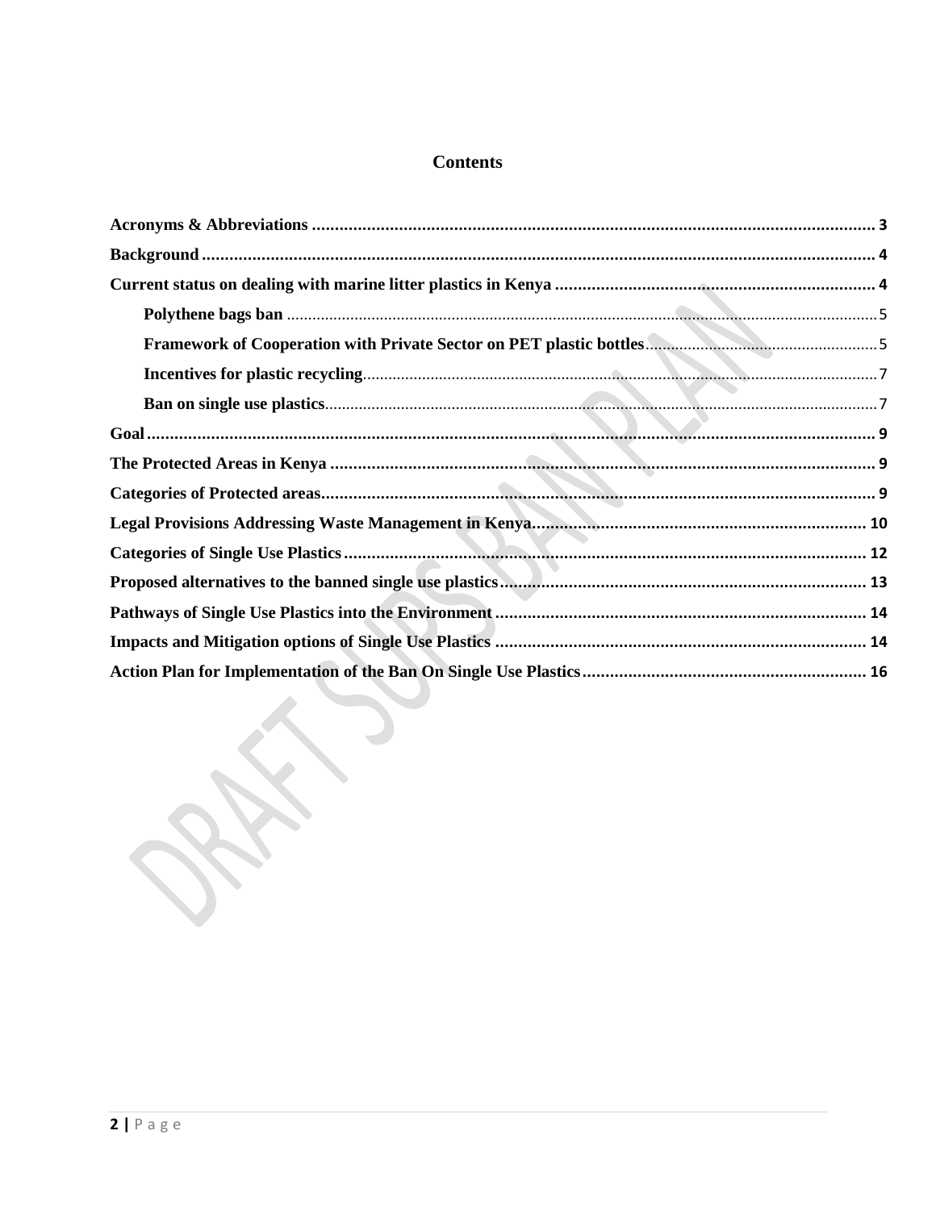# Contents

**Acronyms & Abbreviations** .......... 3

**Background** .......... 4

**Current status on dealing with marine litter plastics in Kenya** .......... 4

- **Polythene bags ban** .......... 5
- **Framework of Cooperation with Private Sector on PET plastic bottles** .......... 5
- **Incentives for plastic recycling** .......... 7
- **Ban on single use plastics** .......... 7

**Goal** .......... 9

**The Protected Areas in Kenya** .......... 9

**Categories of Protected areas** .......... 9

**Legal Provisions Addressing Waste Management in Kenya** .......... 10

**Categories of Single Use Plastics** .......... 12

**Proposed alternatives to the banned single use plastics** .......... 13

**Pathways of Single Use Plastics into the Environment** .......... 14

**Impacts and Mitigation options of Single Use Plastics** .......... 14

**Action Plan for Implementation of the Ban On Single Use Plastics** .......... 16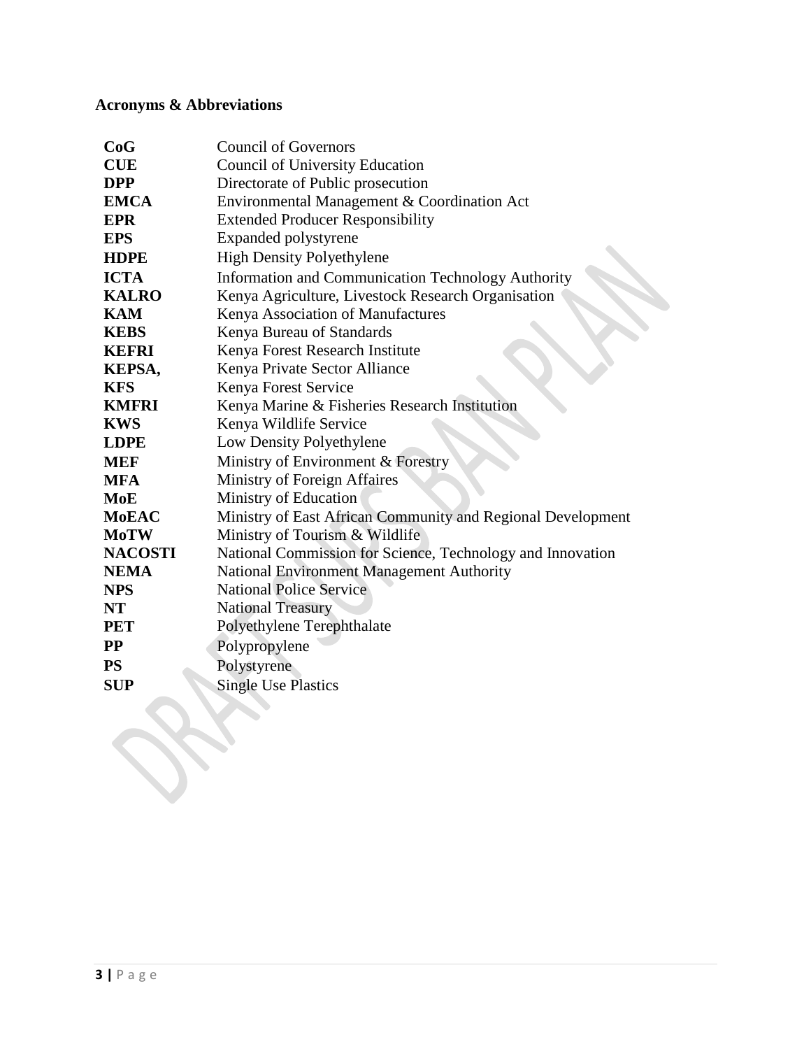**Acronyms & Abbreviations**

| | |
|---|---|
| **CoG** | Council of Governors |
| **CUE** | Council of University Education |
| **DPP** | Directorate of Public prosecution |
| **EMCA** | Environmental Management & Coordination Act |
| **EPR** | Extended Producer Responsibility |
| **EPS** | Expanded polystyrene |
| **HDPE** | High Density Polyethylene |
| **ICTA** | Information and Communication Technology Authority |
| **KALRO** | Kenya Agriculture, Livestock Research Organisation |
| **KAM** | Kenya Association of Manufactures |
| **KEBS** | Kenya Bureau of Standards |
| **KEFRI** | Kenya Forest Research Institute |
| **KEPSA,** | Kenya Private Sector Alliance |
| **KFS** | Kenya Forest Service |
| **KMFRI** | Kenya Marine & Fisheries Research Institution |
| **KWS** | Kenya Wildlife Service |
| **LDPE** | Low Density Polyethylene |
| **MEF** | Ministry of Environment & Forestry |
| **MFA** | Ministry of Foreign Affaires |
| **MoE** | Ministry of Education |
| **MoEAC** | Ministry of East African Community and Regional Development |
| **MoTW** | Ministry of Tourism & Wildlife |
| **NACOSTI** | National Commission for Science, Technology and Innovation |
| **NEMA** | National Environment Management Authority |
| **NPS** | National Police Service |
| **NT** | National Treasury |
| **PET** | Polyethylene Terephthalate |
| **PP** | Polypropylene |
| **PS** | Polystyrene |
| **SUP** | Single Use Plastics |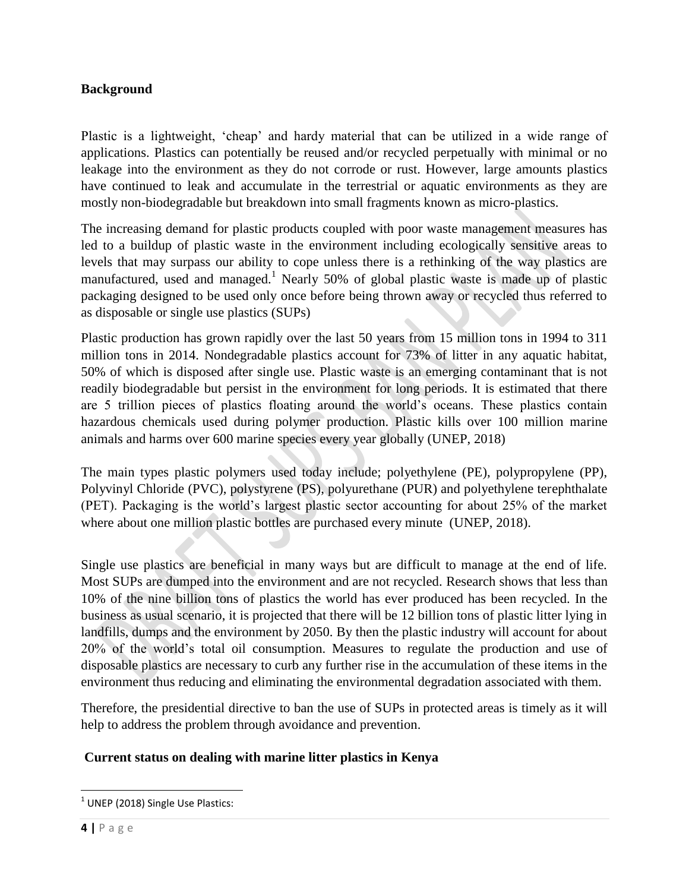## Background

Plastic is a lightweight, 'cheap' and hardy material that can be utilized in a wide range of applications. Plastics can potentially be reused and/or recycled perpetually with minimal or no leakage into the environment as they do not corrode or rust. However, large amounts plastics have continued to leak and accumulate in the terrestrial or aquatic environments as they are mostly non-biodegradable but breakdown into small fragments known as micro-plastics.

The increasing demand for plastic products coupled with poor waste management measures has led to a buildup of plastic waste in the environment including ecologically sensitive areas to levels that may surpass our ability to cope unless there is a rethinking of the way plastics are manufactured, used and managed.[1] Nearly 50% of global plastic waste is made up of plastic packaging designed to be used only once before being thrown away or recycled thus referred to as disposable or single use plastics (SUPs)

Plastic production has grown rapidly over the last 50 years from 15 million tons in 1994 to 311 million tons in 2014. Nondegradable plastics account for 73% of litter in any aquatic habitat, 50% of which is disposed after single use. Plastic waste is an emerging contaminant that is not readily biodegradable but persist in the environment for long periods. It is estimated that there are 5 trillion pieces of plastics floating around the world's oceans. These plastics contain hazardous chemicals used during polymer production. Plastic kills over 100 million marine animals and harms over 600 marine species every year globally (UNEP, 2018)

The main types plastic polymers used today include; polyethylene (PE), polypropylene (PP), Polyvinyl Chloride (PVC), polystyrene (PS), polyurethane (PUR) and polyethylene terephthalate (PET). Packaging is the world's largest plastic sector accounting for about 25% of the market where about one million plastic bottles are purchased every minute (UNEP, 2018).

Single use plastics are beneficial in many ways but are difficult to manage at the end of life. Most SUPs are dumped into the environment and are not recycled. Research shows that less than 10% of the nine billion tons of plastics the world has ever produced has been recycled. In the business as usual scenario, it is projected that there will be 12 billion tons of plastic litter lying in landfills, dumps and the environment by 2050. By then the plastic industry will account for about 20% of the world's total oil consumption. Measures to regulate the production and use of disposable plastics are necessary to curb any further rise in the accumulation of these items in the environment thus reducing and eliminating the environmental degradation associated with them.

Therefore, the presidential directive to ban the use of SUPs in protected areas is timely as it will help to address the problem through avoidance and prevention.

## Current status on dealing with marine litter plastics in Kenya

[1] UNEP (2018) Single Use Plastics: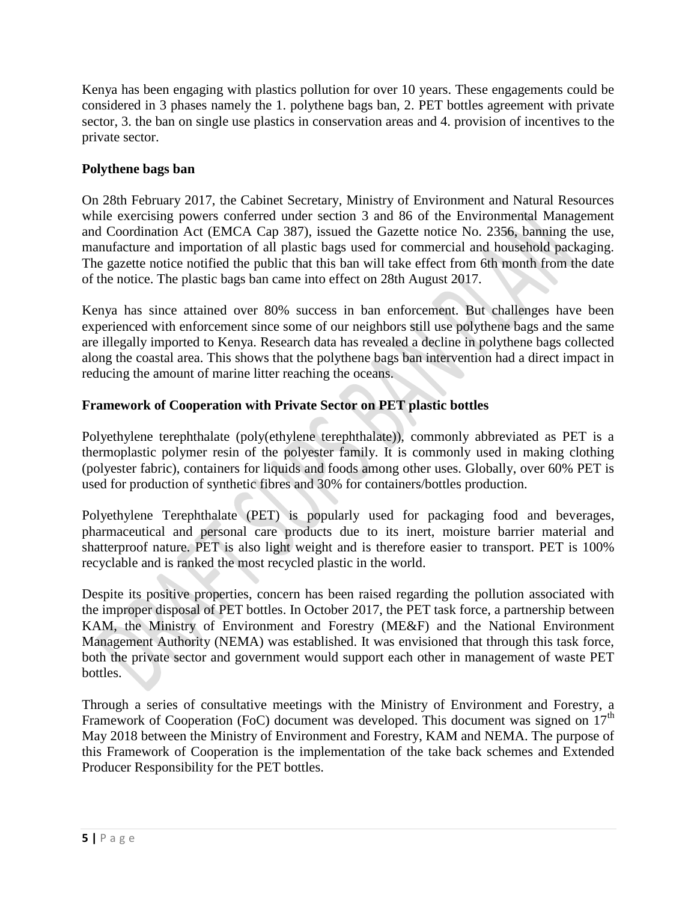Kenya has been engaging with plastics pollution for over 10 years. These engagements could be considered in 3 phases namely the 1. polythene bags ban, 2. PET bottles agreement with private sector, 3. the ban on single use plastics in conservation areas and 4. provision of incentives to the private sector.

**Polythene bags ban**

On 28th February 2017, the Cabinet Secretary, Ministry of Environment and Natural Resources while exercising powers conferred under section 3 and 86 of the Environmental Management and Coordination Act (EMCA Cap 387), issued the Gazette notice No. 2356, banning the use, manufacture and importation of all plastic bags used for commercial and household packaging. The gazette notice notified the public that this ban will take effect from 6th month from the date of the notice. The plastic bags ban came into effect on 28th August 2017.

Kenya has since attained over 80% success in ban enforcement. But challenges have been experienced with enforcement since some of our neighbors still use polythene bags and the same are illegally imported to Kenya. Research data has revealed a decline in polythene bags collected along the coastal area. This shows that the polythene bags ban intervention had a direct impact in reducing the amount of marine litter reaching the oceans.

**Framework of Cooperation with Private Sector on PET plastic bottles**

Polyethylene terephthalate (poly(ethylene terephthalate)), commonly abbreviated as PET is a thermoplastic polymer resin of the polyester family. It is commonly used in making clothing (polyester fabric), containers for liquids and foods among other uses. Globally, over 60% PET is used for production of synthetic fibres and 30% for containers/bottles production.

Polyethylene Terephthalate (PET) is popularly used for packaging food and beverages, pharmaceutical and personal care products due to its inert, moisture barrier material and shatterproof nature. PET is also light weight and is therefore easier to transport. PET is 100% recyclable and is ranked the most recycled plastic in the world.

Despite its positive properties, concern has been raised regarding the pollution associated with the improper disposal of PET bottles. In October 2017, the PET task force, a partnership between KAM, the Ministry of Environment and Forestry (ME&F) and the National Environment Management Authority (NEMA) was established. It was envisioned that through this task force, both the private sector and government would support each other in management of waste PET bottles.

Through a series of consultative meetings with the Ministry of Environment and Forestry, a Framework of Cooperation (FoC) document was developed. This document was signed on 17th May 2018 between the Ministry of Environment and Forestry, KAM and NEMA. The purpose of this Framework of Cooperation is the implementation of the take back schemes and Extended Producer Responsibility for the PET bottles.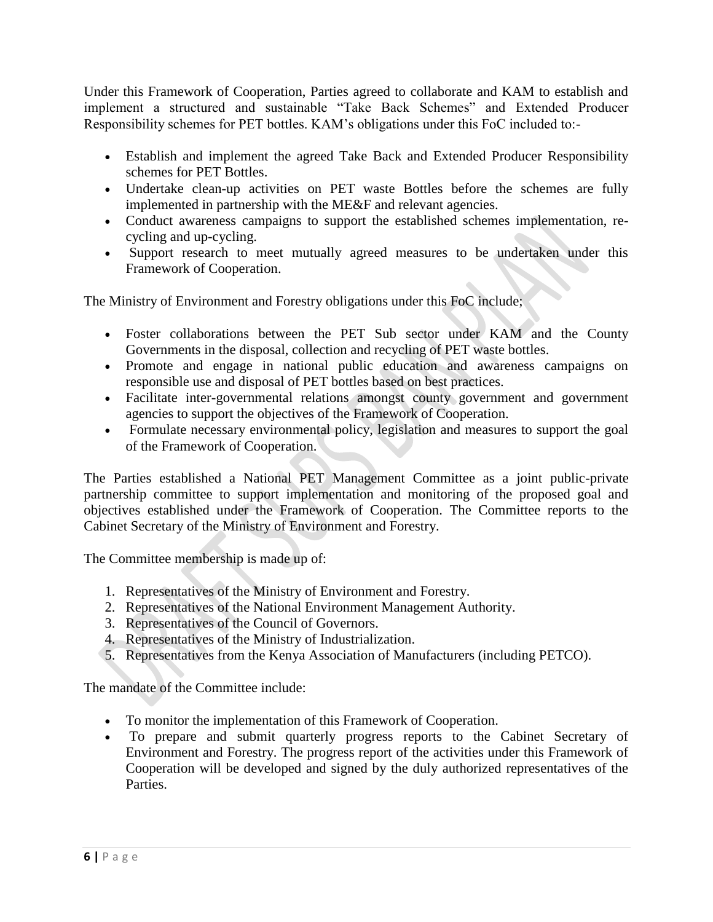Under this Framework of Cooperation, Parties agreed to collaborate and KAM to establish and implement a structured and sustainable "Take Back Schemes" and Extended Producer Responsibility schemes for PET bottles. KAM's obligations under this FoC included to:-

- Establish and implement the agreed Take Back and Extended Producer Responsibility schemes for PET Bottles.
- Undertake clean-up activities on PET waste Bottles before the schemes are fully implemented in partnership with the ME&F and relevant agencies.
- Conduct awareness campaigns to support the established schemes implementation, re-cycling and up-cycling.
- Support research to meet mutually agreed measures to be undertaken under this Framework of Cooperation.

The Ministry of Environment and Forestry obligations under this FoC include;

- Foster collaborations between the PET Sub sector under KAM and the County Governments in the disposal, collection and recycling of PET waste bottles.
- Promote and engage in national public education and awareness campaigns on responsible use and disposal of PET bottles based on best practices.
- Facilitate inter-governmental relations amongst county government and government agencies to support the objectives of the Framework of Cooperation.
- Formulate necessary environmental policy, legislation and measures to support the goal of the Framework of Cooperation.

The Parties established a National PET Management Committee as a joint public-private partnership committee to support implementation and monitoring of the proposed goal and objectives established under the Framework of Cooperation. The Committee reports to the Cabinet Secretary of the Ministry of Environment and Forestry.

The Committee membership is made up of:

1. Representatives of the Ministry of Environment and Forestry.
2. Representatives of the National Environment Management Authority.
3. Representatives of the Council of Governors.
4. Representatives of the Ministry of Industrialization.
5. Representatives from the Kenya Association of Manufacturers (including PETCO).

The mandate of the Committee include:

- To monitor the implementation of this Framework of Cooperation.
- To prepare and submit quarterly progress reports to the Cabinet Secretary of Environment and Forestry. The progress report of the activities under this Framework of Cooperation will be developed and signed by the duly authorized representatives of the Parties.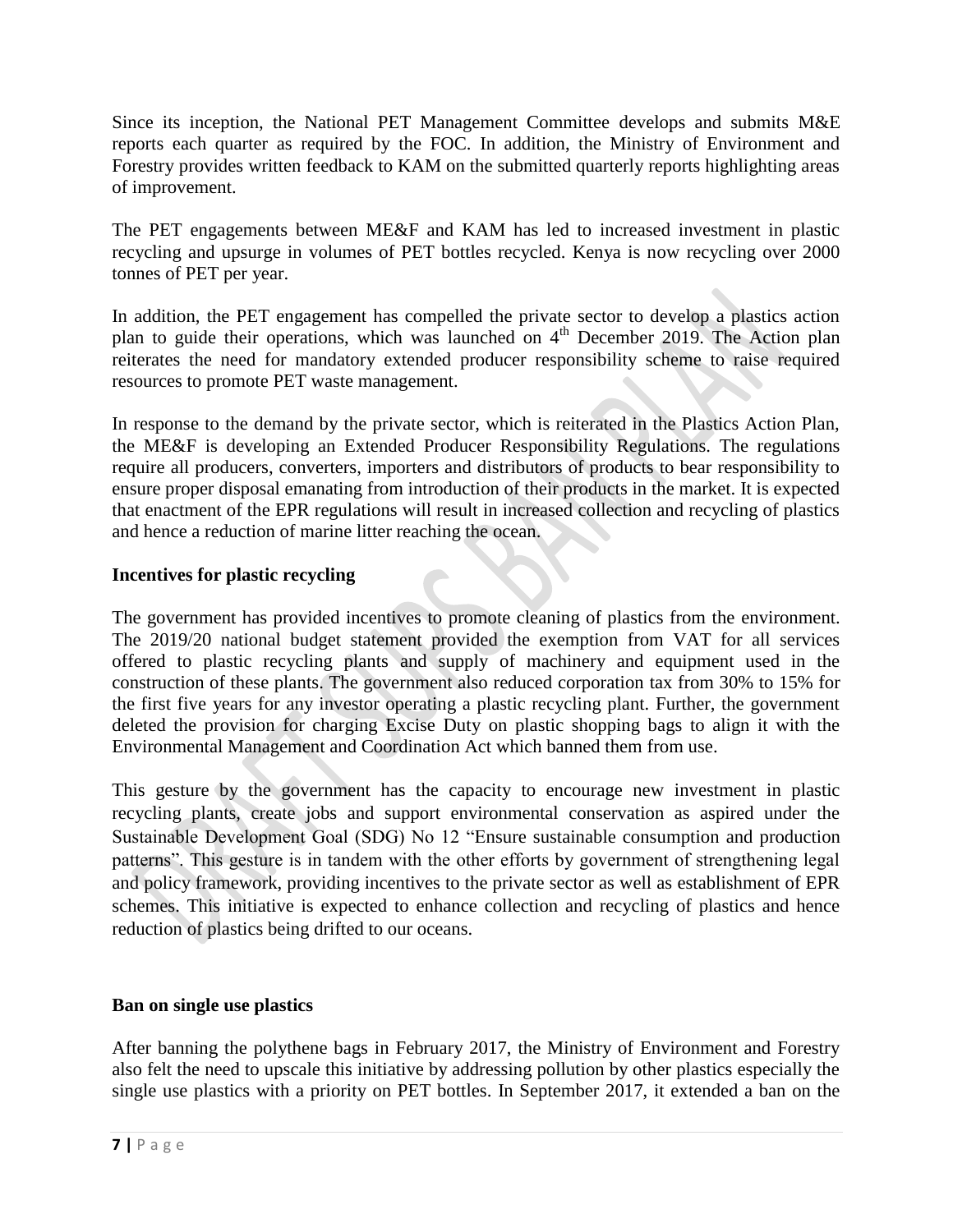Since its inception, the National PET Management Committee develops and submits M&E reports each quarter as required by the FOC. In addition, the Ministry of Environment and Forestry provides written feedback to KAM on the submitted quarterly reports highlighting areas of improvement.

The PET engagements between ME&F and KAM has led to increased investment in plastic recycling and upsurge in volumes of PET bottles recycled. Kenya is now recycling over 2000 tonnes of PET per year.

In addition, the PET engagement has compelled the private sector to develop a plastics action plan to guide their operations, which was launched on 4th December 2019. The Action plan reiterates the need for mandatory extended producer responsibility scheme to raise required resources to promote PET waste management.

In response to the demand by the private sector, which is reiterated in the Plastics Action Plan, the ME&F is developing an Extended Producer Responsibility Regulations. The regulations require all producers, converters, importers and distributors of products to bear responsibility to ensure proper disposal emanating from introduction of their products in the market. It is expected that enactment of the EPR regulations will result in increased collection and recycling of plastics and hence a reduction of marine litter reaching the ocean.

**Incentives for plastic recycling**

The government has provided incentives to promote cleaning of plastics from the environment. The 2019/20 national budget statement provided the exemption from VAT for all services offered to plastic recycling plants and supply of machinery and equipment used in the construction of these plants. The government also reduced corporation tax from 30% to 15% for the first five years for any investor operating a plastic recycling plant. Further, the government deleted the provision for charging Excise Duty on plastic shopping bags to align it with the Environmental Management and Coordination Act which banned them from use.

This gesture by the government has the capacity to encourage new investment in plastic recycling plants, create jobs and support environmental conservation as aspired under the Sustainable Development Goal (SDG) No 12 "Ensure sustainable consumption and production patterns". This gesture is in tandem with the other efforts by government of strengthening legal and policy framework, providing incentives to the private sector as well as establishment of EPR schemes. This initiative is expected to enhance collection and recycling of plastics and hence reduction of plastics being drifted to our oceans.

**Ban on single use plastics**

After banning the polythene bags in February 2017, the Ministry of Environment and Forestry also felt the need to upscale this initiative by addressing pollution by other plastics especially the single use plastics with a priority on PET bottles. In September 2017, it extended a ban on the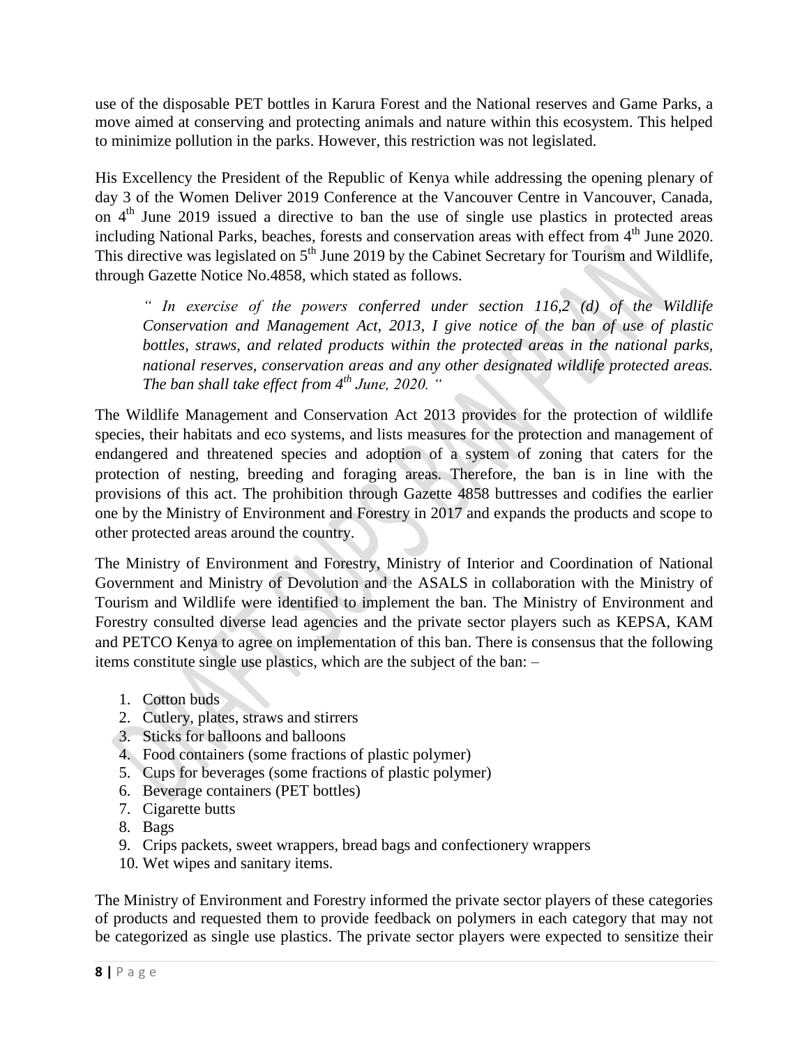use of the disposable PET bottles in Karura Forest and the National reserves and Game Parks, a move aimed at conserving and protecting animals and nature within this ecosystem. This helped to minimize pollution in the parks. However, this restriction was not legislated.

His Excellency the President of the Republic of Kenya while addressing the opening plenary of day 3 of the Women Deliver 2019 Conference at the Vancouver Centre in Vancouver, Canada, on 4th June 2019 issued a directive to ban the use of single use plastics in protected areas including National Parks, beaches, forests and conservation areas with effect from 4th June 2020. This directive was legislated on 5th June 2019 by the Cabinet Secretary for Tourism and Wildlife, through Gazette Notice No.4858, which stated as follows.

> *" In exercise of the powers conferred under section 116,2 (d) of the Wildlife Conservation and Management Act, 2013, I give notice of the ban of use of plastic bottles, straws, and related products within the protected areas in the national parks, national reserves, conservation areas and any other designated wildlife protected areas. The ban shall take effect from 4th June, 2020. "*

The Wildlife Management and Conservation Act 2013 provides for the protection of wildlife species, their habitats and eco systems, and lists measures for the protection and management of endangered and threatened species and adoption of a system of zoning that caters for the protection of nesting, breeding and foraging areas. Therefore, the ban is in line with the provisions of this act. The prohibition through Gazette 4858 buttresses and codifies the earlier one by the Ministry of Environment and Forestry in 2017 and expands the products and scope to other protected areas around the country.

The Ministry of Environment and Forestry, Ministry of Interior and Coordination of National Government and Ministry of Devolution and the ASALS in collaboration with the Ministry of Tourism and Wildlife were identified to implement the ban. The Ministry of Environment and Forestry consulted diverse lead agencies and the private sector players such as KEPSA, KAM and PETCO Kenya to agree on implementation of this ban. There is consensus that the following items constitute single use plastics, which are the subject of the ban: –

1. Cotton buds
2. Cutlery, plates, straws and stirrers
3. Sticks for balloons and balloons
4. Food containers (some fractions of plastic polymer)
5. Cups for beverages (some fractions of plastic polymer)
6. Beverage containers (PET bottles)
7. Cigarette butts
8. Bags
9. Crips packets, sweet wrappers, bread bags and confectionery wrappers
10. Wet wipes and sanitary items.

The Ministry of Environment and Forestry informed the private sector players of these categories of products and requested them to provide feedback on polymers in each category that may not be categorized as single use plastics. The private sector players were expected to sensitize their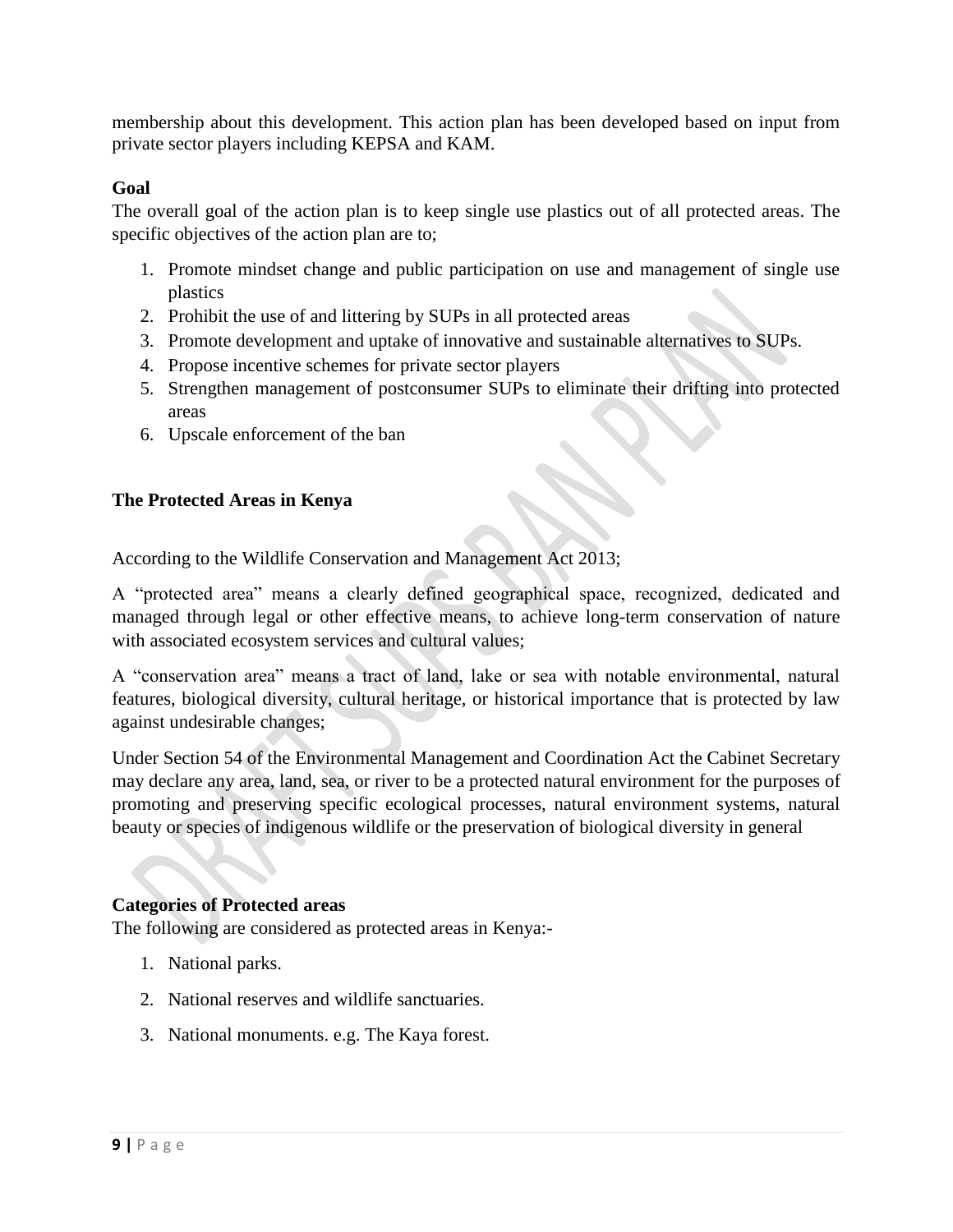membership about this development. This action plan has been developed based on input from private sector players including KEPSA and KAM.

**Goal**

The overall goal of the action plan is to keep single use plastics out of all protected areas. The specific objectives of the action plan are to;

1. Promote mindset change and public participation on use and management of single use plastics
2. Prohibit the use of and littering by SUPs in all protected areas
3. Promote development and uptake of innovative and sustainable alternatives to SUPs.
4. Propose incentive schemes for private sector players
5. Strengthen management of postconsumer SUPs to eliminate their drifting into protected areas
6. Upscale enforcement of the ban

**The Protected Areas in Kenya**

According to the Wildlife Conservation and Management Act 2013;

A "protected area" means a clearly defined geographical space, recognized, dedicated and managed through legal or other effective means, to achieve long-term conservation of nature with associated ecosystem services and cultural values;

A "conservation area" means a tract of land, lake or sea with notable environmental, natural features, biological diversity, cultural heritage, or historical importance that is protected by law against undesirable changes;

Under Section 54 of the Environmental Management and Coordination Act the Cabinet Secretary may declare any area, land, sea, or river to be a protected natural environment for the purposes of promoting and preserving specific ecological processes, natural environment systems, natural beauty or species of indigenous wildlife or the preservation of biological diversity in general

**Categories of Protected areas**

The following are considered as protected areas in Kenya:-

1. National parks.
2. National reserves and wildlife sanctuaries.
3. National monuments. e.g. The Kaya forest.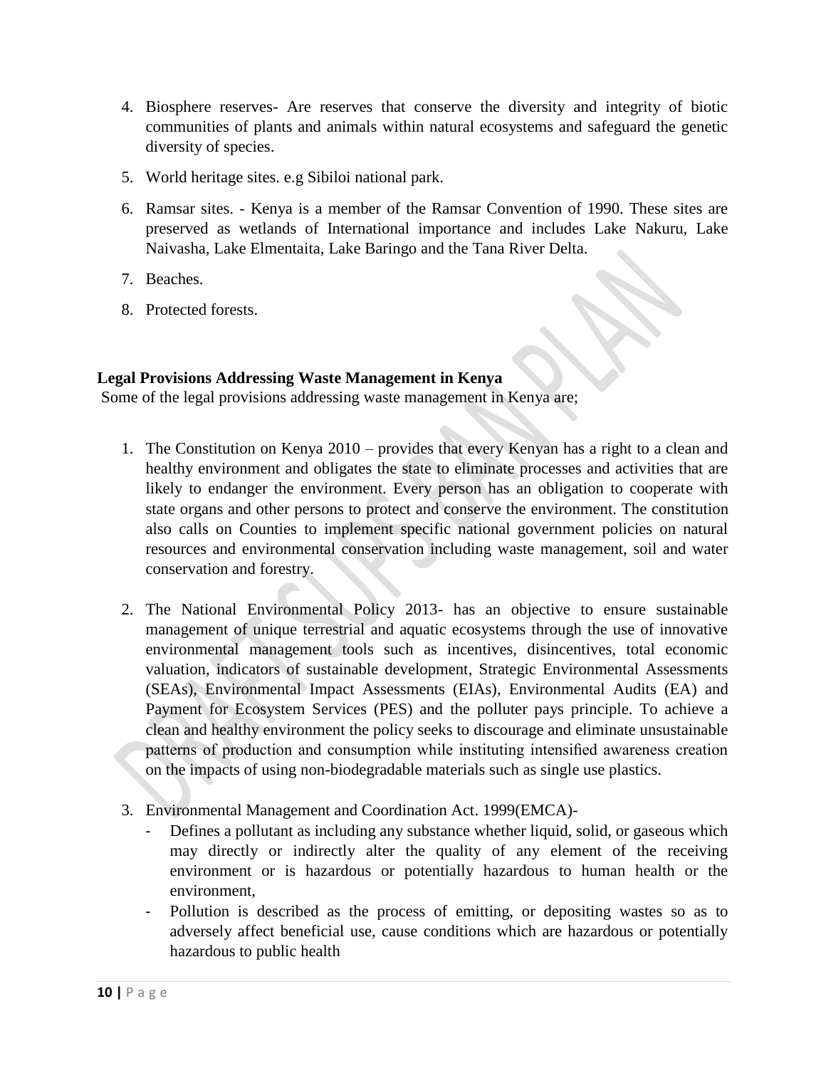4. Biosphere reserves- Are reserves that conserve the diversity and integrity of biotic communities of plants and animals within natural ecosystems and safeguard the genetic diversity of species.
5. World heritage sites. e.g Sibiloi national park.
6. Ramsar sites. - Kenya is a member of the Ramsar Convention of 1990. These sites are preserved as wetlands of International importance and includes Lake Nakuru, Lake Naivasha, Lake Elmentaita, Lake Baringo and the Tana River Delta.
7. Beaches.
8. Protected forests.

**Legal Provisions Addressing Waste Management in Kenya**

Some of the legal provisions addressing waste management in Kenya are;

1. The Constitution on Kenya 2010 – provides that every Kenyan has a right to a clean and healthy environment and obligates the state to eliminate processes and activities that are likely to endanger the environment. Every person has an obligation to cooperate with state organs and other persons to protect and conserve the environment. The constitution also calls on Counties to implement specific national government policies on natural resources and environmental conservation including waste management, soil and water conservation and forestry.
2. The National Environmental Policy 2013- has an objective to ensure sustainable management of unique terrestrial and aquatic ecosystems through the use of innovative environmental management tools such as incentives, disincentives, total economic valuation, indicators of sustainable development, Strategic Environmental Assessments (SEAs), Environmental Impact Assessments (EIAs), Environmental Audits (EA) and Payment for Ecosystem Services (PES) and the polluter pays principle. To achieve a clean and healthy environment the policy seeks to discourage and eliminate unsustainable patterns of production and consumption while instituting intensified awareness creation on the impacts of using non-biodegradable materials such as single use plastics.
3. Environmental Management and Coordination Act. 1999(EMCA)-
   - Defines a pollutant as including any substance whether liquid, solid, or gaseous which may directly or indirectly alter the quality of any element of the receiving environment or is hazardous or potentially hazardous to human health or the environment,
   - Pollution is described as the process of emitting, or depositing wastes so as to adversely affect beneficial use, cause conditions which are hazardous or potentially hazardous to public health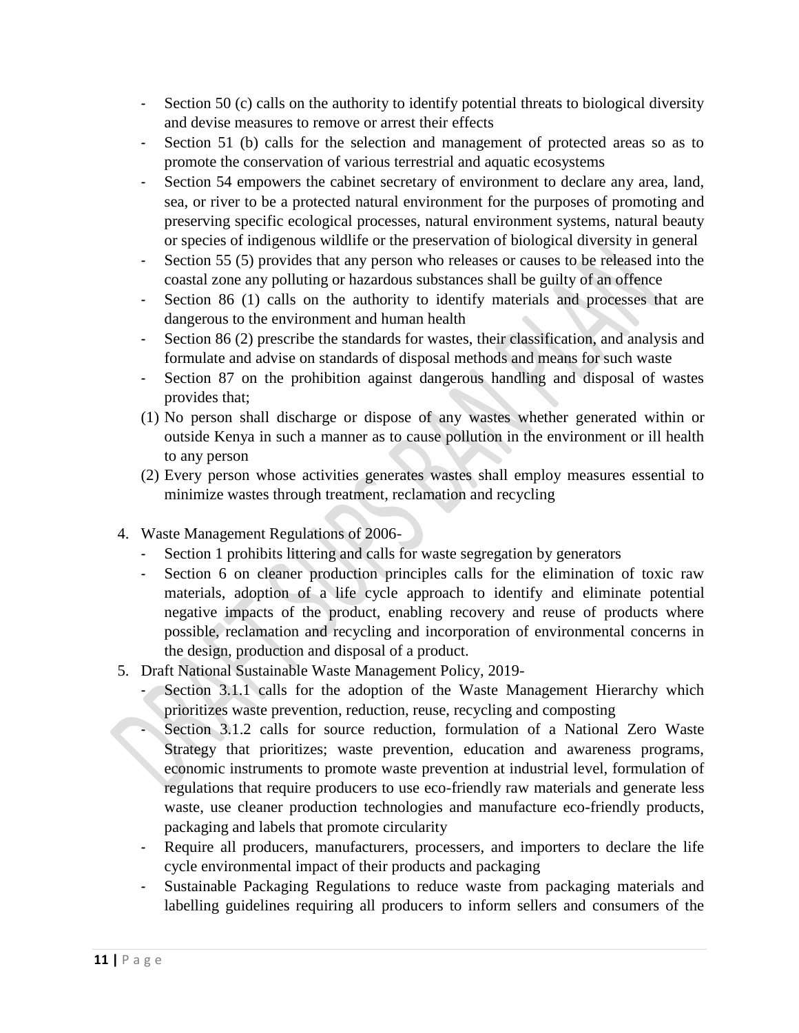- Section 50 (c) calls on the authority to identify potential threats to biological diversity and devise measures to remove or arrest their effects
- Section 51 (b) calls for the selection and management of protected areas so as to promote the conservation of various terrestrial and aquatic ecosystems
- Section 54 empowers the cabinet secretary of environment to declare any area, land, sea, or river to be a protected natural environment for the purposes of promoting and preserving specific ecological processes, natural environment systems, natural beauty or species of indigenous wildlife or the preservation of biological diversity in general
- Section 55 (5) provides that any person who releases or causes to be released into the coastal zone any polluting or hazardous substances shall be guilty of an offence
- Section 86 (1) calls on the authority to identify materials and processes that are dangerous to the environment and human health
- Section 86 (2) prescribe the standards for wastes, their classification, and analysis and formulate and advise on standards of disposal methods and means for such waste
- Section 87 on the prohibition against dangerous handling and disposal of wastes provides that;

(1) No person shall discharge or dispose of any wastes whether generated within or outside Kenya in such a manner as to cause pollution in the environment or ill health to any person

(2) Every person whose activities generates wastes shall employ measures essential to minimize wastes through treatment, reclamation and recycling

4. Waste Management Regulations of 2006-
   - Section 1 prohibits littering and calls for waste segregation by generators
   - Section 6 on cleaner production principles calls for the elimination of toxic raw materials, adoption of a life cycle approach to identify and eliminate potential negative impacts of the product, enabling recovery and reuse of products where possible, reclamation and recycling and incorporation of environmental concerns in the design, production and disposal of a product.
5. Draft National Sustainable Waste Management Policy, 2019-
   - Section 3.1.1 calls for the adoption of the Waste Management Hierarchy which prioritizes waste prevention, reduction, reuse, recycling and composting
   - Section 3.1.2 calls for source reduction, formulation of a National Zero Waste Strategy that prioritizes; waste prevention, education and awareness programs, economic instruments to promote waste prevention at industrial level, formulation of regulations that require producers to use eco-friendly raw materials and generate less waste, use cleaner production technologies and manufacture eco-friendly products, packaging and labels that promote circularity
   - Require all producers, manufacturers, processers, and importers to declare the life cycle environmental impact of their products and packaging
   - Sustainable Packaging Regulations to reduce waste from packaging materials and labelling guidelines requiring all producers to inform sellers and consumers of the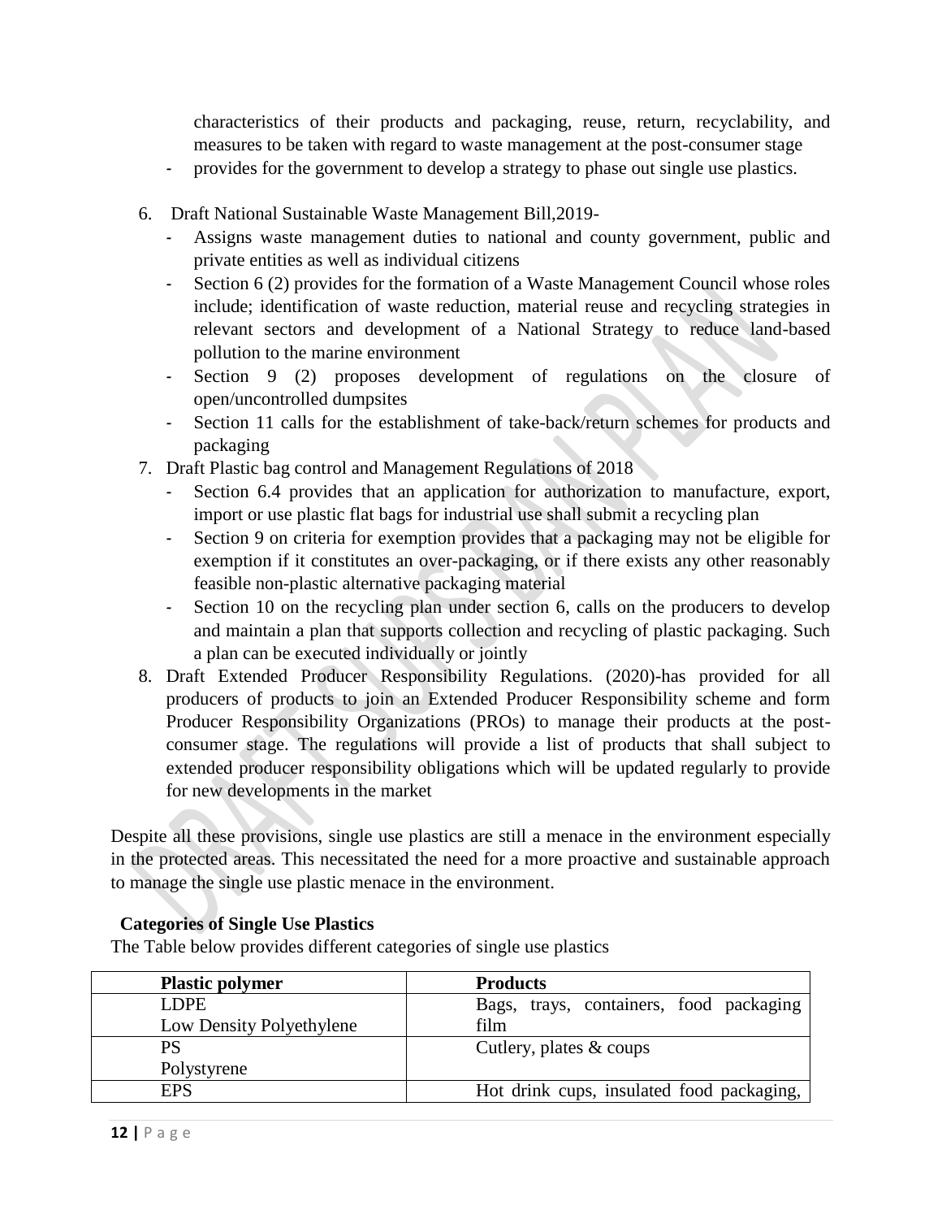characteristics of their products and packaging, reuse, return, recyclability, and measures to be taken with regard to waste management at the post-consumer stage

- provides for the government to develop a strategy to phase out single use plastics.

6. Draft National Sustainable Waste Management Bill,2019-
   - Assigns waste management duties to national and county government, public and private entities as well as individual citizens
   - Section 6 (2) provides for the formation of a Waste Management Council whose roles include; identification of waste reduction, material reuse and recycling strategies in relevant sectors and development of a National Strategy to reduce land-based pollution to the marine environment
   - Section 9 (2) proposes development of regulations on the closure of open/uncontrolled dumpsites
   - Section 11 calls for the establishment of take-back/return schemes for products and packaging
7. Draft Plastic bag control and Management Regulations of 2018
   - Section 6.4 provides that an application for authorization to manufacture, export, import or use plastic flat bags for industrial use shall submit a recycling plan
   - Section 9 on criteria for exemption provides that a packaging may not be eligible for exemption if it constitutes an over-packaging, or if there exists any other reasonably feasible non-plastic alternative packaging material
   - Section 10 on the recycling plan under section 6, calls on the producers to develop and maintain a plan that supports collection and recycling of plastic packaging. Such a plan can be executed individually or jointly
8. Draft Extended Producer Responsibility Regulations. (2020)-has provided for all producers of products to join an Extended Producer Responsibility scheme and form Producer Responsibility Organizations (PROs) to manage their products at the post-consumer stage. The regulations will provide a list of products that shall subject to extended producer responsibility obligations which will be updated regularly to provide for new developments in the market

Despite all these provisions, single use plastics are still a menace in the environment especially in the protected areas. This necessitated the need for a more proactive and sustainable approach to manage the single use plastic menace in the environment.

**Categories of Single Use Plastics**

The Table below provides different categories of single use plastics

| Plastic polymer | Products |
|---|---|
| LDPE<br>Low Density Polyethylene | Bags, trays, containers, food packaging film |
| PS<br>Polystyrene | Cutlery, plates & coups |
| EPS | Hot drink cups, insulated food packaging, |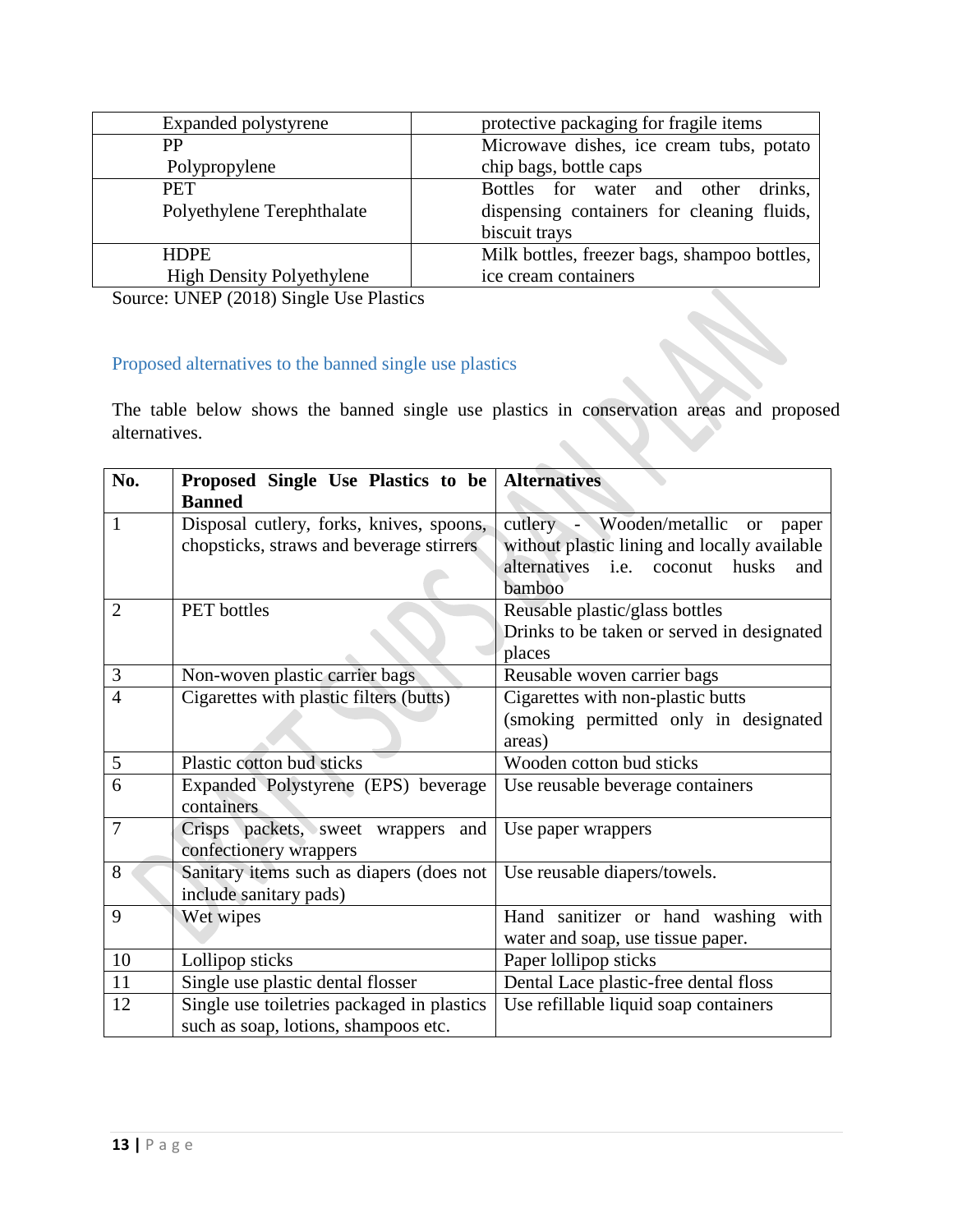| | |
|---|---|
| Expanded polystyrene | protective packaging for fragile items |
| PP Polypropylene | Microwave dishes, ice cream tubs, potato chip bags, bottle caps |
| PET Polyethylene Terephthalate | Bottles for water and other drinks, dispensing containers for cleaning fluids, biscuit trays |
| HDPE High Density Polyethylene | Milk bottles, freezer bags, shampoo bottles, ice cream containers |

Source: UNEP (2018) Single Use Plastics

## Proposed alternatives to the banned single use plastics

The table below shows the banned single use plastics in conservation areas and proposed alternatives.

| No. | Proposed Single Use Plastics to be Banned | Alternatives |
|---|---|---|
| 1 | Disposal cutlery, forks, knives, spoons, chopsticks, straws and beverage stirrers | cutlery - Wooden/metallic or paper without plastic lining and locally available alternatives i.e. coconut husks and bamboo |
| 2 | PET bottles | Reusable plastic/glass bottles Drinks to be taken or served in designated places |
| 3 | Non-woven plastic carrier bags | Reusable woven carrier bags |
| 4 | Cigarettes with plastic filters (butts) | Cigarettes with non-plastic butts (smoking permitted only in designated areas) |
| 5 | Plastic cotton bud sticks | Wooden cotton bud sticks |
| 6 | Expanded Polystyrene (EPS) beverage containers | Use reusable beverage containers |
| 7 | Crisps packets, sweet wrappers and confectionery wrappers | Use paper wrappers |
| 8 | Sanitary items such as diapers (does not include sanitary pads) | Use reusable diapers/towels. |
| 9 | Wet wipes | Hand sanitizer or hand washing with water and soap, use tissue paper. |
| 10 | Lollipop sticks | Paper lollipop sticks |
| 11 | Single use plastic dental flosser | Dental Lace plastic-free dental floss |
| 12 | Single use toiletries packaged in plastics such as soap, lotions, shampoos etc. | Use refillable liquid soap containers |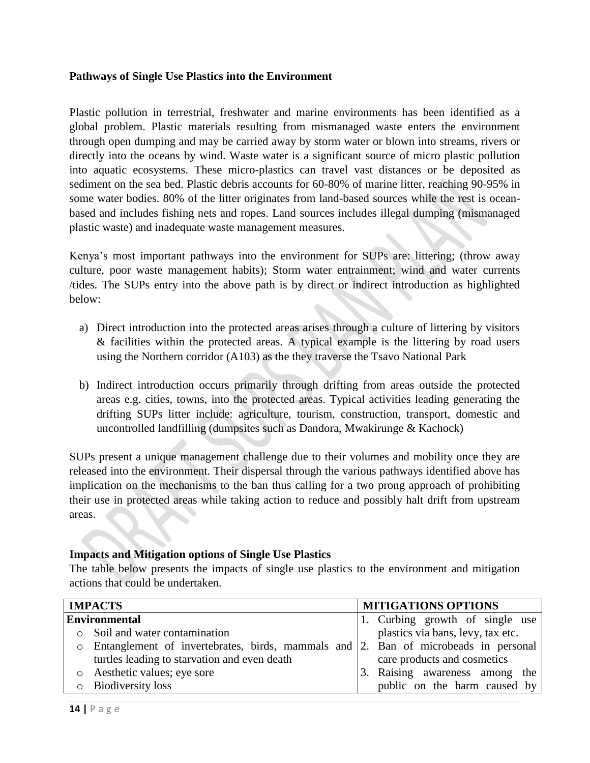**Pathways of Single Use Plastics into the Environment**

Plastic pollution in terrestrial, freshwater and marine environments has been identified as a global problem. Plastic materials resulting from mismanaged waste enters the environment through open dumping and may be carried away by storm water or blown into streams, rivers or directly into the oceans by wind. Waste water is a significant source of micro plastic pollution into aquatic ecosystems. These micro-plastics can travel vast distances or be deposited as sediment on the sea bed. Plastic debris accounts for 60-80% of marine litter, reaching 90-95% in some water bodies. 80% of the litter originates from land-based sources while the rest is ocean-based and includes fishing nets and ropes. Land sources includes illegal dumping (mismanaged plastic waste) and inadequate waste management measures.

Kenya's most important pathways into the environment for SUPs are: littering; (throw away culture, poor waste management habits); Storm water entrainment; wind and water currents /tides. The SUPs entry into the above path is by direct or indirect introduction as highlighted below:

a) Direct introduction into the protected areas arises through a culture of littering by visitors & facilities within the protected areas. A typical example is the littering by road users using the Northern corridor (A103) as the they traverse the Tsavo National Park

b) Indirect introduction occurs primarily through drifting from areas outside the protected areas e.g. cities, towns, into the protected areas. Typical activities leading generating the drifting SUPs litter include: agriculture, tourism, construction, transport, domestic and uncontrolled landfilling (dumpsites such as Dandora, Mwakirunge & Kachock)

SUPs present a unique management challenge due to their volumes and mobility once they are released into the environment. Their dispersal through the various pathways identified above has implication on the mechanisms to the ban thus calling for a two prong approach of prohibiting their use in protected areas while taking action to reduce and possibly halt drift from upstream areas.

**Impacts and Mitigation options of Single Use Plastics**

The table below presents the impacts of single use plastics to the environment and mitigation actions that could be undertaken.

| IMPACTS | MITIGATIONS OPTIONS |
|---|---|
| **Environmental**<br>o Soil and water contamination<br>o Entanglement of invertebrates, birds, mammals and turtles leading to starvation and even death<br>o Aesthetic values; eye sore<br>o Biodiversity loss | 1. Curbing growth of single use plastics via bans, levy, tax etc.<br>2. Ban of microbeads in personal care products and cosmetics<br>3. Raising awareness among the public on the harm caused by |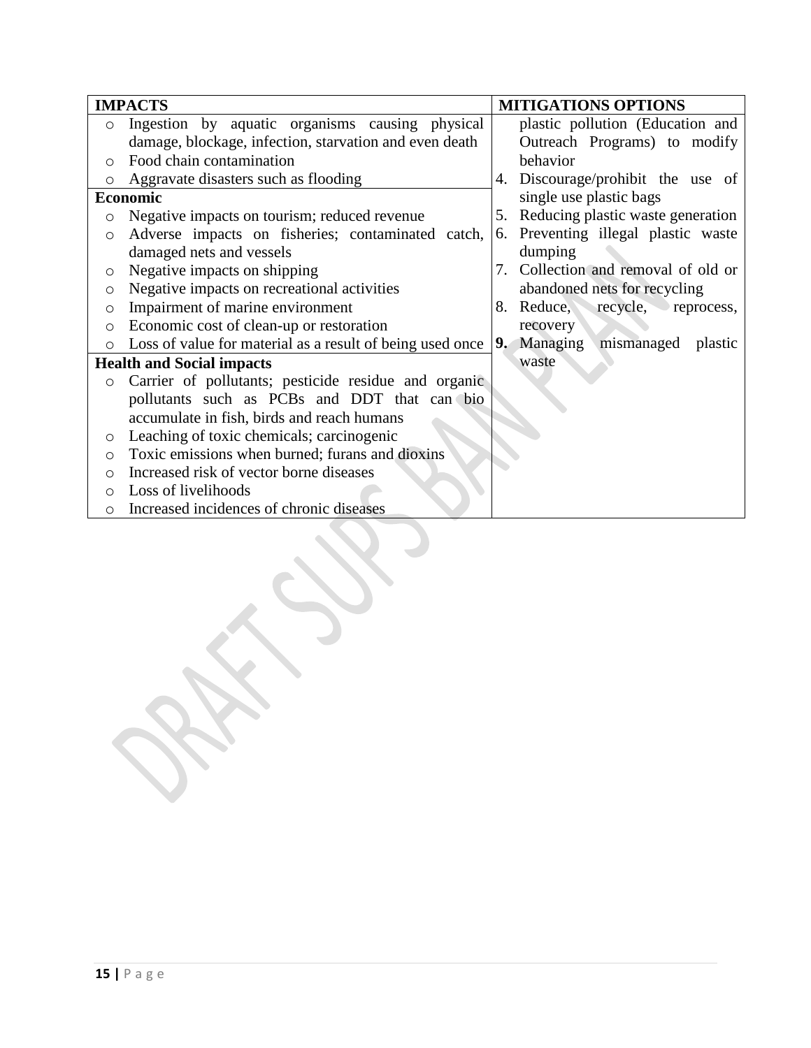| IMPACTS | MITIGATIONS OPTIONS |
|---|---|
| ○ Ingestion by aquatic organisms causing physical damage, blockage, infection, starvation and even death<br>○ Food chain contamination<br>○ Aggravate disasters such as flooding | plastic pollution (Education and Outreach Programs) to modify behavior<br>4. Discourage/prohibit the use of single use plastic bags |
| **Economic**<br>○ Negative impacts on tourism; reduced revenue<br>○ Adverse impacts on fisheries; contaminated catch, damaged nets and vessels<br>○ Negative impacts on shipping<br>○ Negative impacts on recreational activities<br>○ Impairment of marine environment<br>○ Economic cost of clean-up or restoration<br>○ Loss of value for material as a result of being used once | 5. Reducing plastic waste generation<br>6. Preventing illegal plastic waste dumping<br>7. Collection and removal of old or abandoned nets for recycling<br>8. Reduce, recycle, reprocess, recovery<br>**9.** Managing mismanaged plastic waste |
| **Health and Social impacts**<br>○ Carrier of pollutants; pesticide residue and organic pollutants such as PCBs and DDT that can bio accumulate in fish, birds and reach humans<br>○ Leaching of toxic chemicals; carcinogenic<br>○ Toxic emissions when burned; furans and dioxins<br>○ Increased risk of vector borne diseases<br>○ Loss of livelihoods<br>○ Increased incidences of chronic diseases | |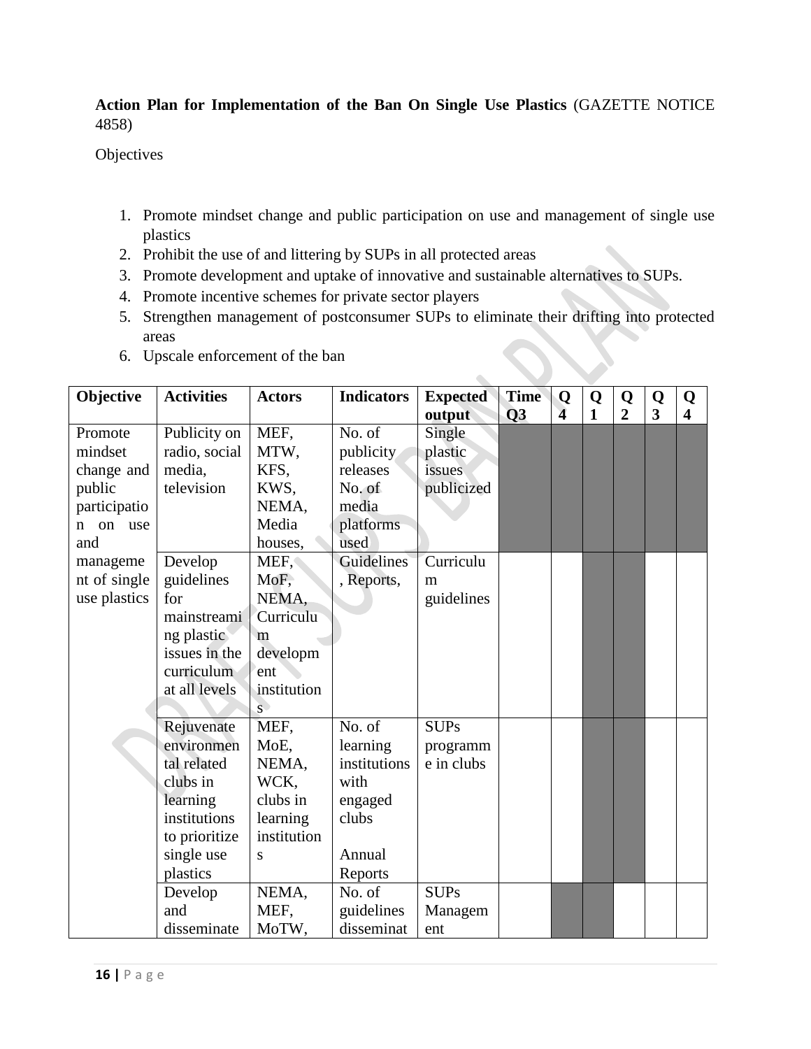**Action Plan for Implementation of the Ban On Single Use Plastics** (GAZETTE NOTICE 4858)

Objectives

1. Promote mindset change and public participation on use and management of single use plastics
2. Prohibit the use of and littering by SUPs in all protected areas
3. Promote development and uptake of innovative and sustainable alternatives to SUPs.
4. Promote incentive schemes for private sector players
5. Strengthen management of postconsumer SUPs to eliminate their drifting into protected areas
6. Upscale enforcement of the ban

| Objective | Activities | Actors | Indicators | Expected output | Time Q3 | Q 4 | Q 1 | Q 2 | Q 3 | Q 4 |
|---|---|---|---|---|---|---|---|---|---|---|
| Promote mindset change and public participation on use and management of single use plastics | Publicity on radio, social media, television | MEF, MTW, KFS, KWS, NEMA, Media houses, | No. of publicity releases No. of media platforms used | Single plastic issues publicized | | | | | | |
| | Develop guidelines for mainstreaming plastic issues in the curriculum at all levels | MEF, MoF, NEMA, Curriculum development institutions | Guidelines, Reports, | Curriculum guidelines | | | | | | |
| | Rejuvenate environmental related clubs in learning institutions to prioritize single use plastics | MEF, MoE, NEMA, WCK, clubs in learning institutions | No. of learning institutions with engaged clubs Annual Reports | SUPs programme in clubs | | | | | | |
| | Develop and disseminate | NEMA, MEF, MoTW, | No. of guidelines disseminat | SUPs Management | | | | | | |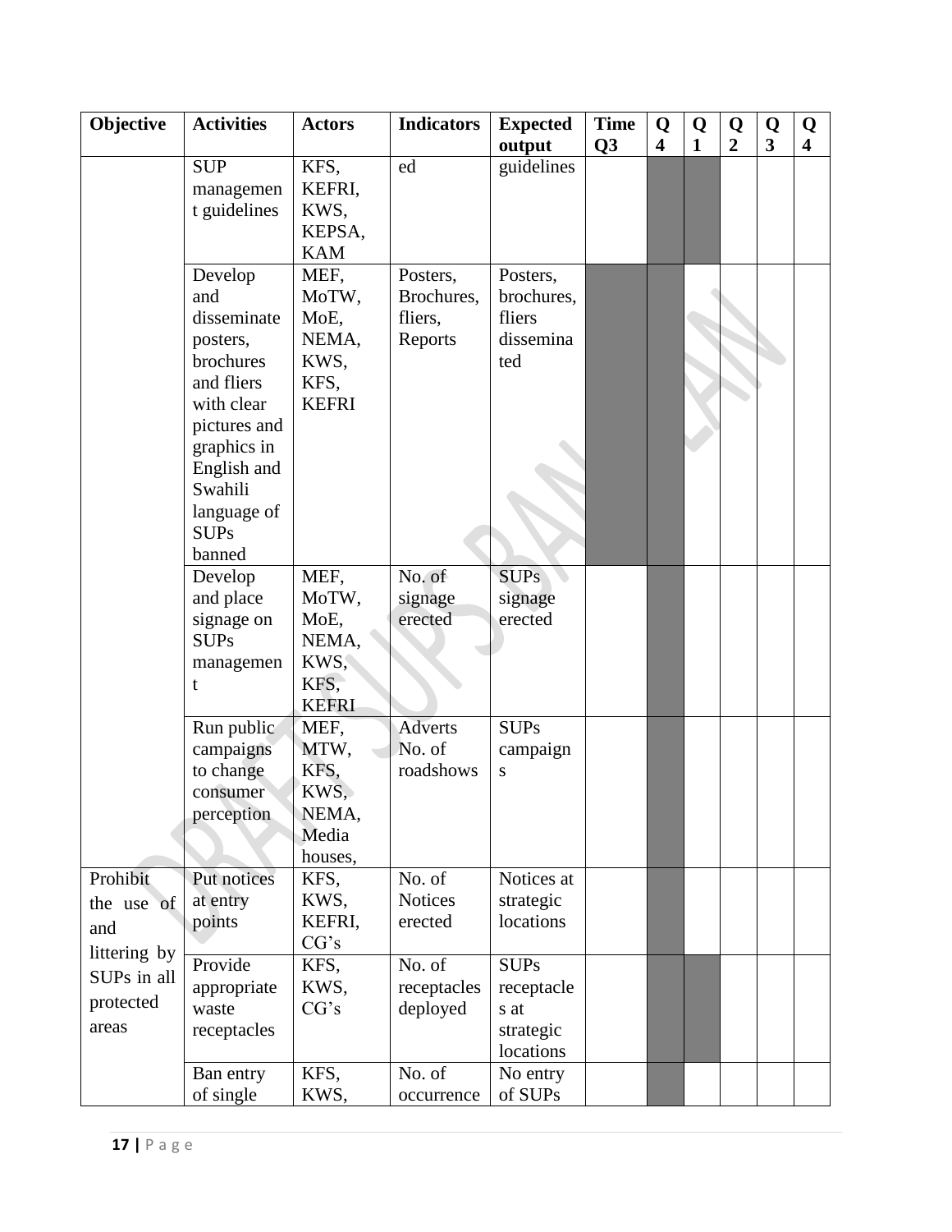| Objective | Activities | Actors | Indicators | Expected output | Time Q3 | Q 4 | Q 1 | Q 2 | Q 3 | Q 4 |
|---|---|---|---|---|---|---|---|---|---|---|
| | SUP management guidelines | KFS, KEFRI, KWS, KEPSA, KAM | ed | guidelines | | | | | | |
| | Develop and disseminate posters, brochures and fliers with clear pictures and graphics in English and Swahili language of SUPs banned | MEF, MoTW, MoE, NEMA, KWS, KFS, KEFRI | Posters, Brochures, fliers, Reports | Posters, brochures, fliers disseminated | | | | | | |
| | Develop and place signage on SUPs management | MEF, MoTW, MoE, NEMA, KWS, KFS, KEFRI | No. of signage erected | SUPs signage erected | | | | | | |
| | Run public campaigns to change consumer perception | MEF, MTW, KFS, KWS, NEMA, Media houses, | Adverts No. of roadshows | SUPs campaigns | | | | | | |
| Prohibit the use of and littering by SUPs in all protected areas | Put notices at entry points | KFS, KWS, KEFRI, CG's | No. of Notices erected | Notices at strategic locations | | | | | | |
| | Provide appropriate waste receptacles | KFS, KWS, CG's | No. of receptacles deployed | SUPs receptacles at strategic locations | | | | | | |
| | Ban entry of single | KFS, KWS, | No. of occurrence | No entry of SUPs | | | | | | |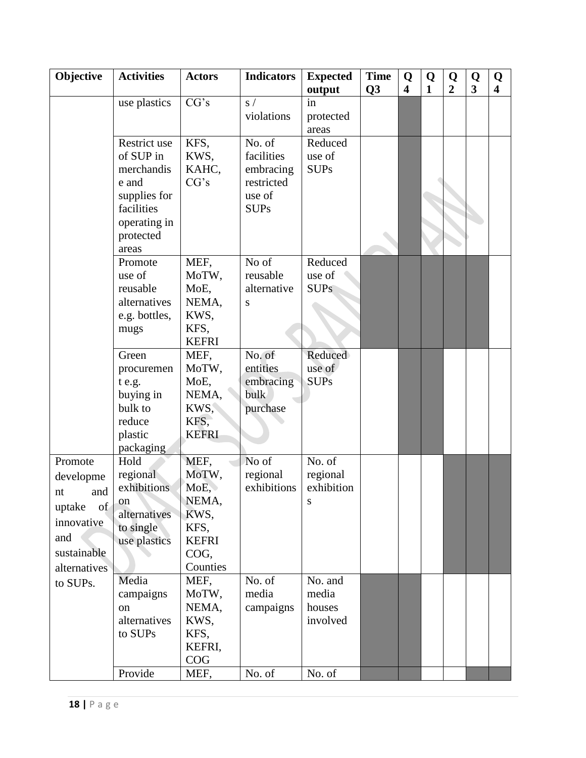| Objective | Activities | Actors | Indicators | Expected output | Time Q3 | Q 4 | Q 1 | Q 2 | Q 3 | Q 4 |
|---|---|---|---|---|---|---|---|---|---|---|
| | use plastics | CG's | s / violations | in protected areas | | | | | | |
| | Restrict use of SUP in merchandise and supplies for facilities operating in protected areas | KFS, KWS, KAHC, CG's | No. of facilities embracing restricted use of SUPs | Reduced use of SUPs | | | | | | |
| | Promote use of reusable alternatives e.g. bottles, mugs | MEF, MoTW, MoE, NEMA, KWS, KFS, KEFRI | No of reusable alternatives | Reduced use of SUPs | | | | | | |
| | Green procurement e.g. buying in bulk to reduce plastic packaging | MEF, MoTW, MoE, NEMA, KWS, KFS, KEFRI | No. of entities embracing bulk purchase | Reduced use of SUPs | | | | | | |
| Promote development and uptake of innovative and sustainable alternatives to SUPs. | Hold regional exhibitions on alternatives to single use plastics | MEF, MoTW, MoE, NEMA, KWS, KFS, KEFRI COG, Counties | No of regional exhibitions | No. of regional exhibitions | | | | | | |
| | Media campaigns on alternatives to SUPs | MEF, MoTW, NEMA, KWS, KFS, KEFRI, COG | No. of media campaigns | No. and media houses involved | | | | | | |
| | Provide | MEF, | No. of | No. of | | | | | | |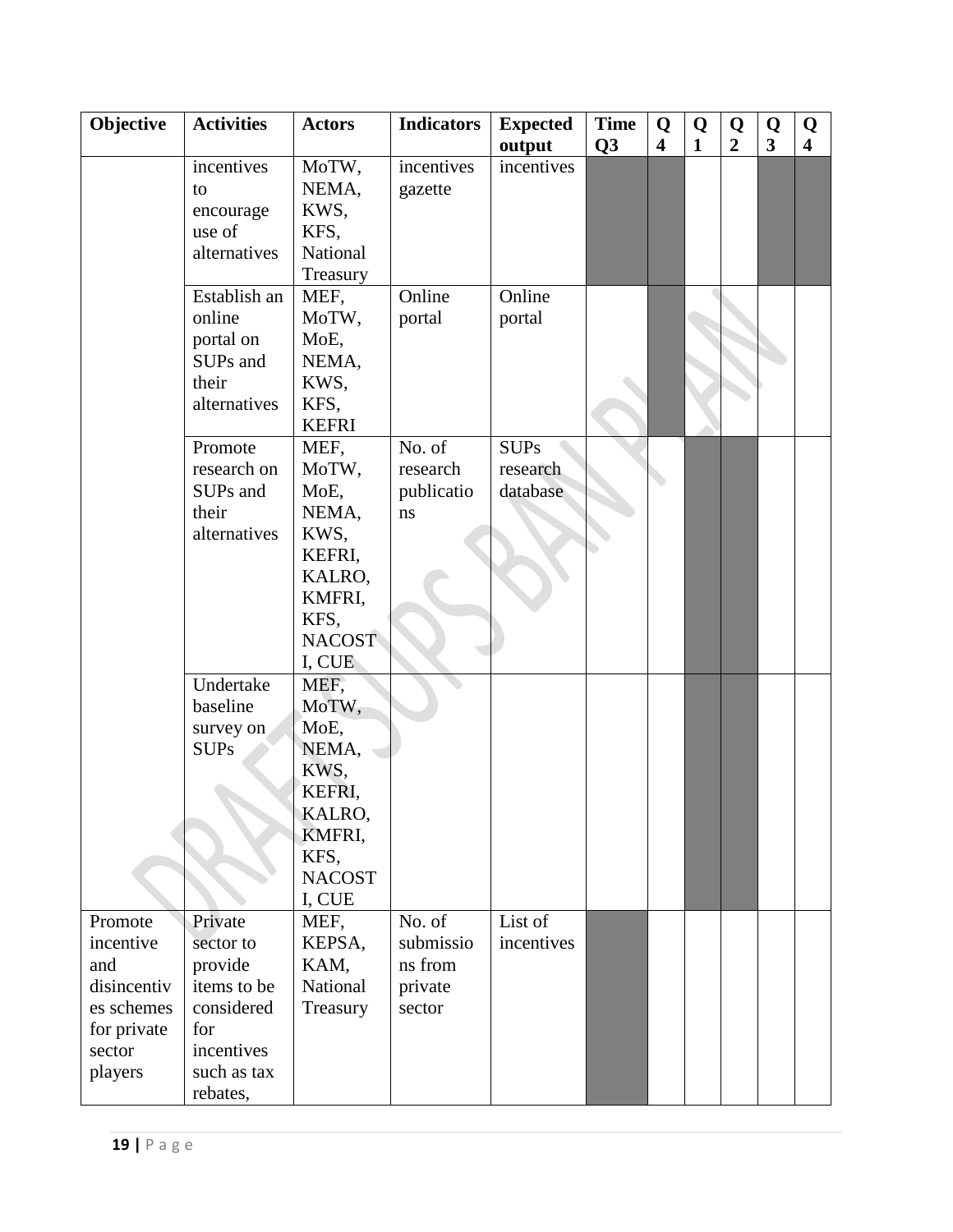| Objective | Activities | Actors | Indicators | Expected output | Time Q3 | Q4 | Q1 | Q2 | Q3 | Q4 |
|---|---|---|---|---|---|---|---|---|---|---|
| | incentives to encourage use of alternatives | MoTW, NEMA, KWS, KFS, National Treasury | incentives gazette | incentives | | | | | | |
| | Establish an online portal on SUPs and their alternatives | MEF, MoTW, MoE, NEMA, KWS, KFS, KEFRI | Online portal | Online portal | | | | | | |
| | Promote research on SUPs and their alternatives | MEF, MoTW, MoE, NEMA, KWS, KEFRI, KALRO, KMFRI, KFS, NACOSTI, CUE | No. of research publications | SUPs research database | | | | | | |
| | Undertake baseline survey on SUPs | MEF, MoTW, MoE, NEMA, KWS, KEFRI, KALRO, KMFRI, KFS, NACOSTI, CUE | | | | | | | | |
| Promote incentive and disincentives schemes for private sector players | Private sector to provide items to be considered for incentives such as tax rebates, | MEF, KEPSA, KAM, National Treasury | No. of submissions from private sector | List of incentives | | | | | | |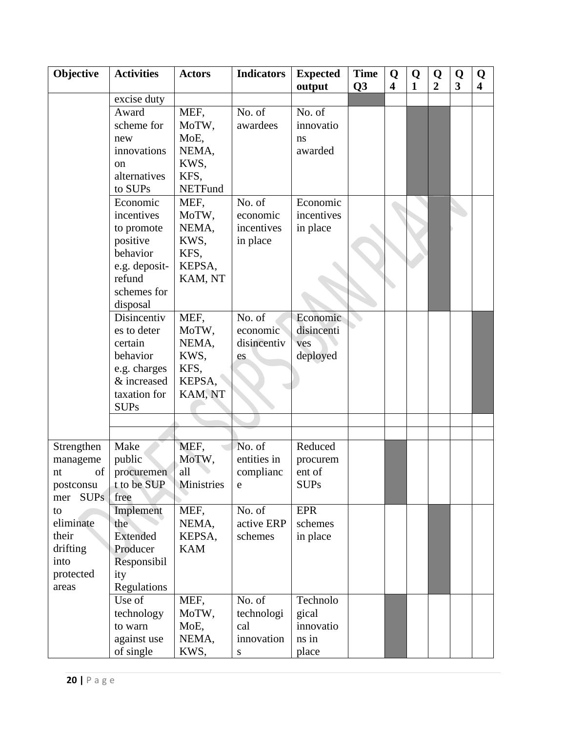| Objective | Activities | Actors | Indicators | Expected output | Time Q3 | Q 4 | Q 1 | Q 2 | Q 3 | Q 4 |
|---|---|---|---|---|---|---|---|---|---|---|
| | excise duty | | | | | | | | | |
| | Award scheme for new innovations on alternatives to SUPs | MEF, MoTW, MoE, NEMA, KWS, KFS, NETFund | No. of awardees | No. of innovations awarded | | | | | | |
| | Economic incentives to promote positive behavior e.g. deposit-refund schemes for disposal | MEF, MoTW, NEMA, KWS, KFS, KEPSA, KAM, NT | No. of economic incentives in place | Economic incentives in place | | | | | | |
| | Disincentives to deter certain behavior e.g. charges & increased taxation for SUPs | MEF, MoTW, NEMA, KWS, KFS, KEPSA, KAM, NT | No. of economic disincentives | Economic disincentives deployed | | | | | | |
| | | | | | | | | | | |
| | | | | | | | | | | |
| Strengthen management of postconsumer SUPs to eliminate their drifting into protected areas | Make public procurement to be SUP free | MEF, MoTW, all Ministries | No. of entities in compliance | Reduced procurement of SUPs | | | | | | |
| | Implement the Extended Producer Responsibility Regulations | MEF, NEMA, KEPSA, KAM | No. of active ERP schemes | EPR schemes in place | | | | | | |
| | Use of technology to warn against use of single | MEF, MoTW, MoE, NEMA, KWS, | No. of technological innovations | Technological innovations in place | | | | | | |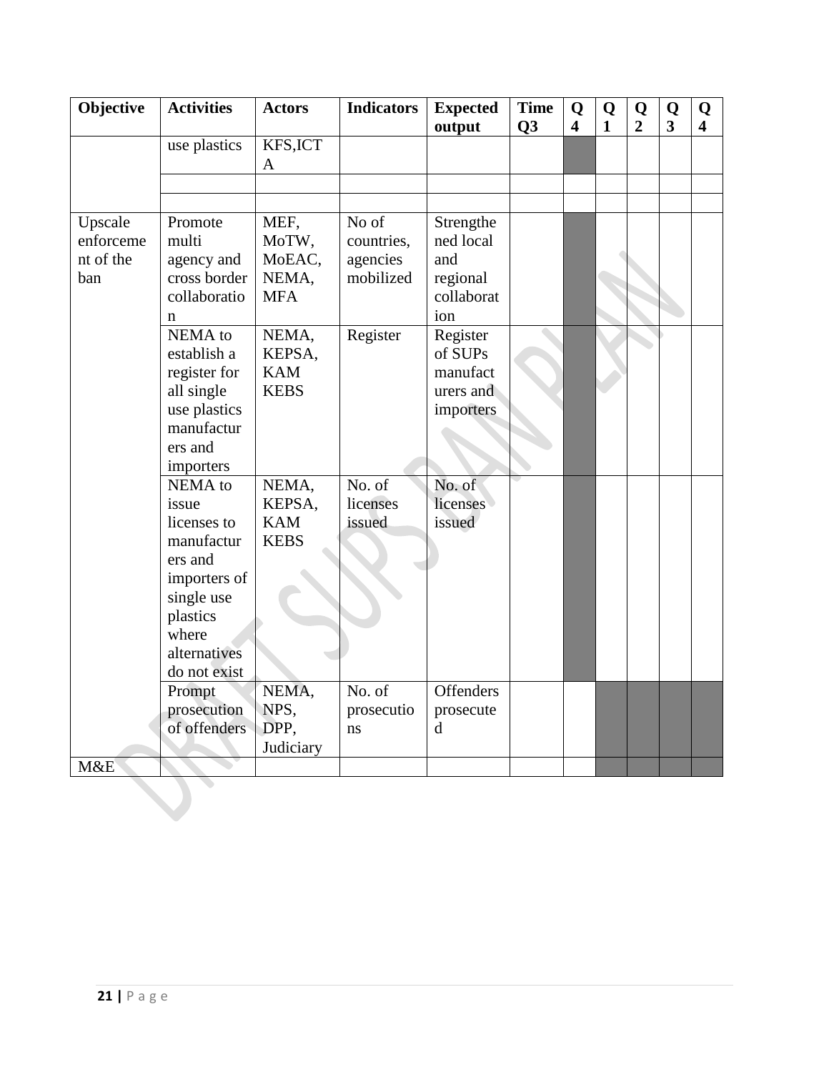| Objective | Activities | Actors | Indicators | Expected output | Time Q3 | Q 4 | Q 1 | Q 2 | Q 3 | Q 4 |
|---|---|---|---|---|---|---|---|---|---|---|
| | use plastics | KFS,ICTA | | | | | | | | |
| | | | | | | | | | | |
| | | | | | | | | | | |
| Upscale enforcement of the ban | Promote multi agency and cross border collaboration | MEF, MoTW, MoEAC, NEMA, MFA | No of countries, agencies mobilized | Strengthened local and regional collaboration | | | | | | |
| | NEMA to establish a register for all single use plastics manufacturers and importers | NEMA, KEPSA, KAM KEBS | Register | Register of SUPs manufacturers and importers | | | | | | |
| | NEMA to issue licenses to manufacturers and importers of single use plastics where alternatives do not exist | NEMA, KEPSA, KAM KEBS | No. of licenses issued | No. of licenses issued | | | | | | |
| | Prompt prosecution of offenders | NEMA, NPS, DPP, Judiciary | No. of prosecutions | Offenders prosecuted | | | | | | |
| M&E | | | | | | | | | | |